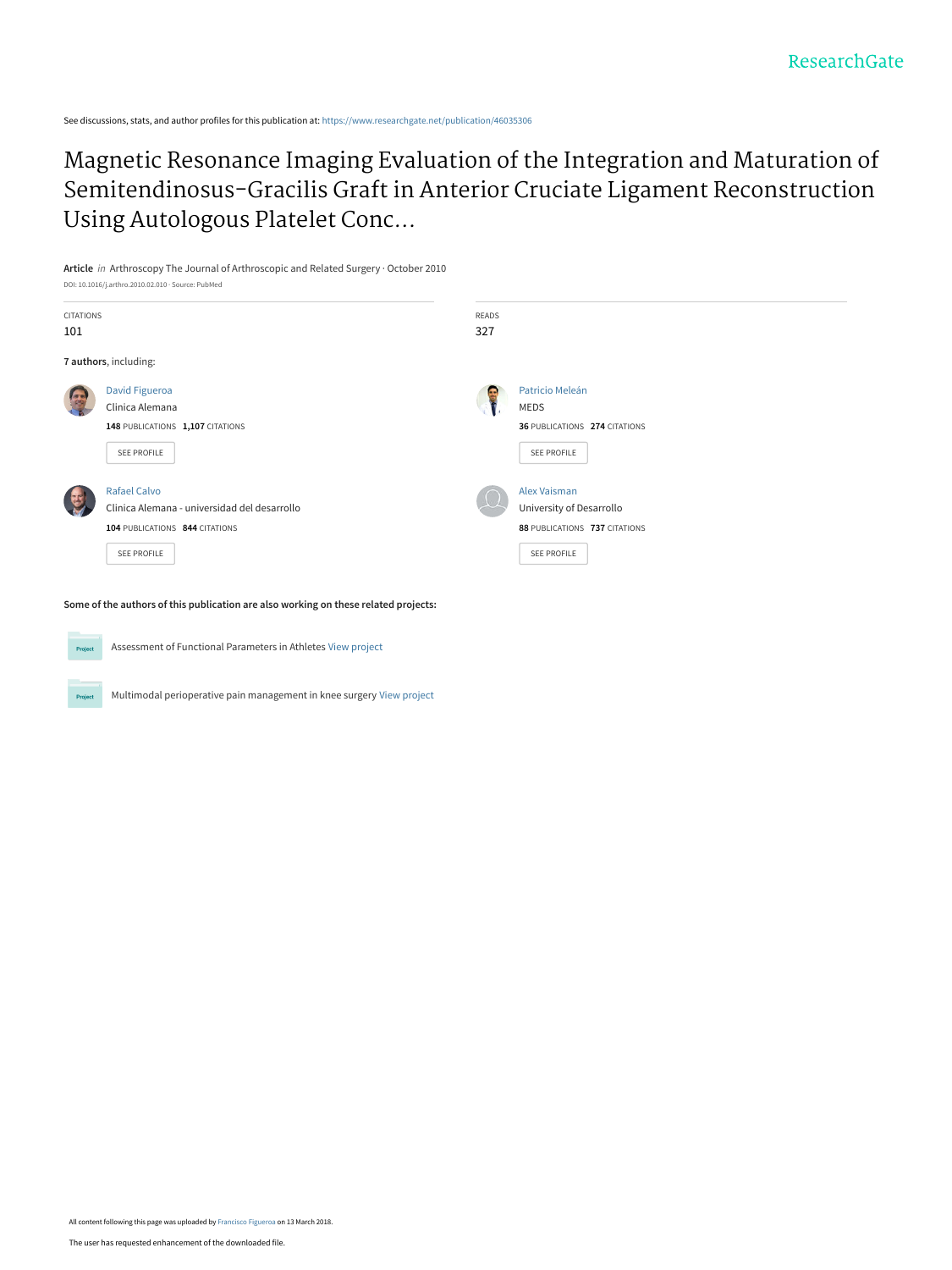ResearchGate

See discussions, stats, and author profiles for this publication at: https://www.researchgate.net/publication/46035306

# Magnetic Resonance Imaging Evaluation of the Integration and Maturation of Semitendinosus-Gracilis Graft in Anterior Cruciate Ligament Reconstruction Using Autologous Platelet Conc...

**Article** *in* Arthroscopy The Journal of Arthroscopic and Related Surgery · October 2010

DOI: 10.1016/j.arthro.2010.02.010 · Source: PubMed

CITATIONS
101

READS
327

**7 authors**, including:

David Figueroa
Clinica Alemana
**148** PUBLICATIONS **1,107** CITATIONS
SEE PROFILE

Patricio Meleán
MEDS
**36** PUBLICATIONS **274** CITATIONS
SEE PROFILE

Rafael Calvo
Clinica Alemana - universidad del desarrollo
**104** PUBLICATIONS **844** CITATIONS
SEE PROFILE

Alex Vaisman
University of Desarrollo
**88** PUBLICATIONS **737** CITATIONS
SEE PROFILE

**Some of the authors of this publication are also working on these related projects:**

Project: Assessment of Functional Parameters in Athletes View project

Project: Multimodal perioperative pain management in knee surgery View project

All content following this page was uploaded by Francisco Figueroa on 13 March 2018.

The user has requested enhancement of the downloaded file.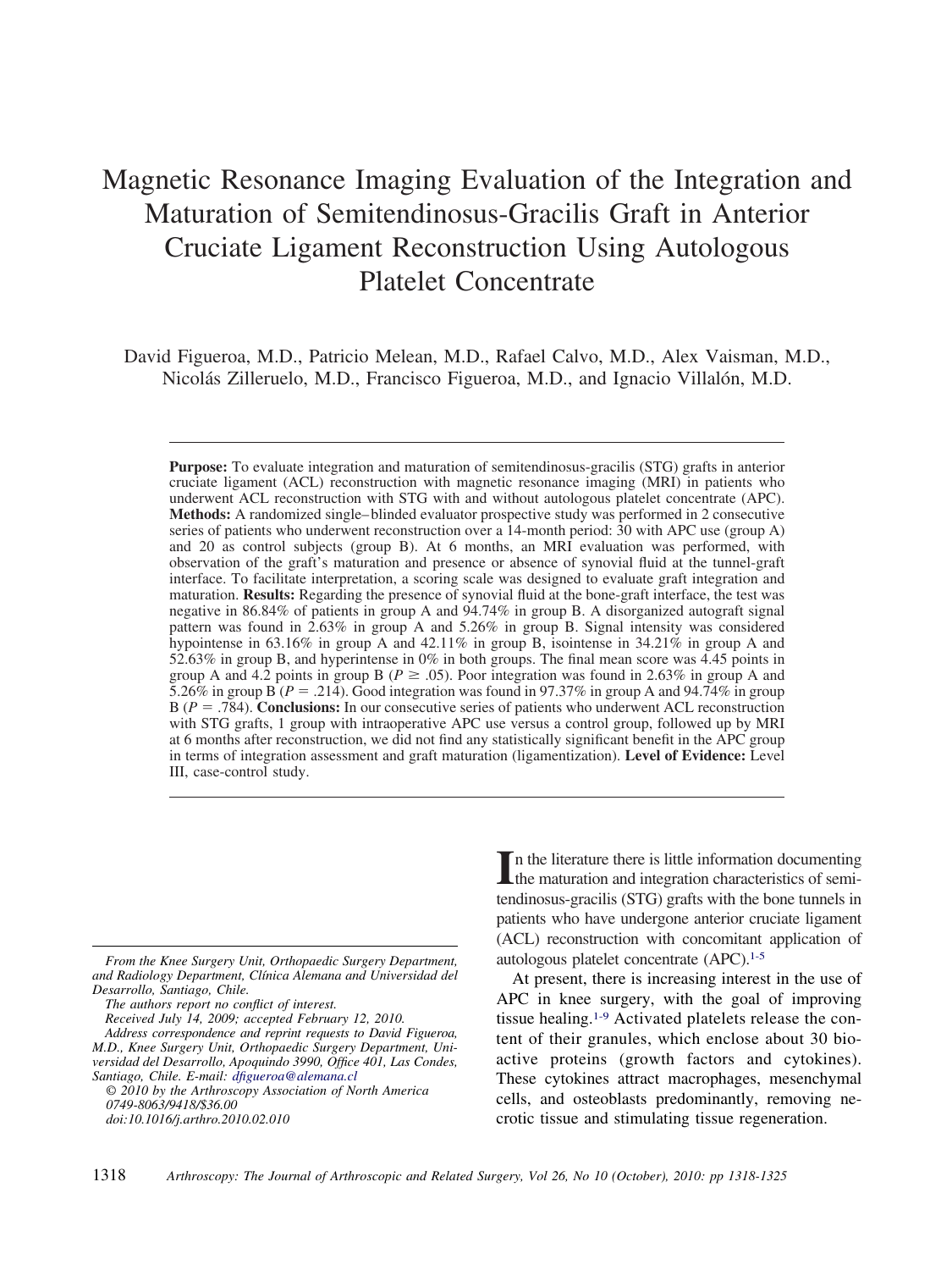# Magnetic Resonance Imaging Evaluation of the Integration and Maturation of Semitendinosus-Gracilis Graft in Anterior Cruciate Ligament Reconstruction Using Autologous Platelet Concentrate

David Figueroa, M.D., Patricio Melean, M.D., Rafael Calvo, M.D., Alex Vaisman, M.D., Nicolás Zilleruelo, M.D., Francisco Figueroa, M.D., and Ignacio Villalón, M.D.

**Purpose:** To evaluate integration and maturation of semitendinosus-gracilis (STG) grafts in anterior cruciate ligament (ACL) reconstruction with magnetic resonance imaging (MRI) in patients who underwent ACL reconstruction with STG with and without autologous platelet concentrate (APC). **Methods:** A randomized single–blinded evaluator prospective study was performed in 2 consecutive series of patients who underwent reconstruction over a 14-month period: 30 with APC use (group A) and 20 as control subjects (group B). At 6 months, an MRI evaluation was performed, with observation of the graft's maturation and presence or absence of synovial fluid at the tunnel-graft interface. To facilitate interpretation, a scoring scale was designed to evaluate graft integration and maturation. **Results:** Regarding the presence of synovial fluid at the bone-graft interface, the test was negative in 86.84% of patients in group A and 94.74% in group B. A disorganized autograft signal pattern was found in 2.63% in group A and 5.26% in group B. Signal intensity was considered hypointense in 63.16% in group A and 42.11% in group B, isointense in 34.21% in group A and 52.63% in group B, and hyperintense in 0% in both groups. The final mean score was 4.45 points in group A and 4.2 points in group B ($P \geq .05$). Poor integration was found in 2.63% in group A and 5.26% in group B ($P = .214$). Good integration was found in 97.37% in group A and 94.74% in group B ($P = .784$). **Conclusions:** In our consecutive series of patients who underwent ACL reconstruction with STG grafts, 1 group with intraoperative APC use versus a control group, followed up by MRI at 6 months after reconstruction, we did not find any statistically significant benefit in the APC group in terms of integration assessment and graft maturation (ligamentization). **Level of Evidence:** Level III, case-control study.

In the literature there is little information documenting the maturation and integration characteristics of semitendinosus-gracilis (STG) grafts with the bone tunnels in patients who have undergone anterior cruciate ligament (ACL) reconstruction with concomitant application of autologous platelet concentrate (APC).[1-5]

At present, there is increasing interest in the use of APC in knee surgery, with the goal of improving tissue healing.[1-9] Activated platelets release the content of their granules, which enclose about 30 bioactive proteins (growth factors and cytokines). These cytokines attract macrophages, mesenchymal cells, and osteoblasts predominantly, removing necrotic tissue and stimulating tissue regeneration.

*From the Knee Surgery Unit, Orthopaedic Surgery Department, and Radiology Department, Clínica Alemana and Universidad del Desarrollo, Santiago, Chile.*

*The authors report no conflict of interest.*

*Received July 14, 2009; accepted February 12, 2010.*

*Address correspondence and reprint requests to David Figueroa, M.D., Knee Surgery Unit, Orthopaedic Surgery Department, Universidad del Desarrollo, Apoquindo 3990, Office 401, Las Condes, Santiago, Chile. E-mail: dfigueroa@alemana.cl*

*© 2010 by the Arthroscopy Association of North America*
*0749-8063/9418/$36.00*
*doi:10.1016/j.arthro.2010.02.010*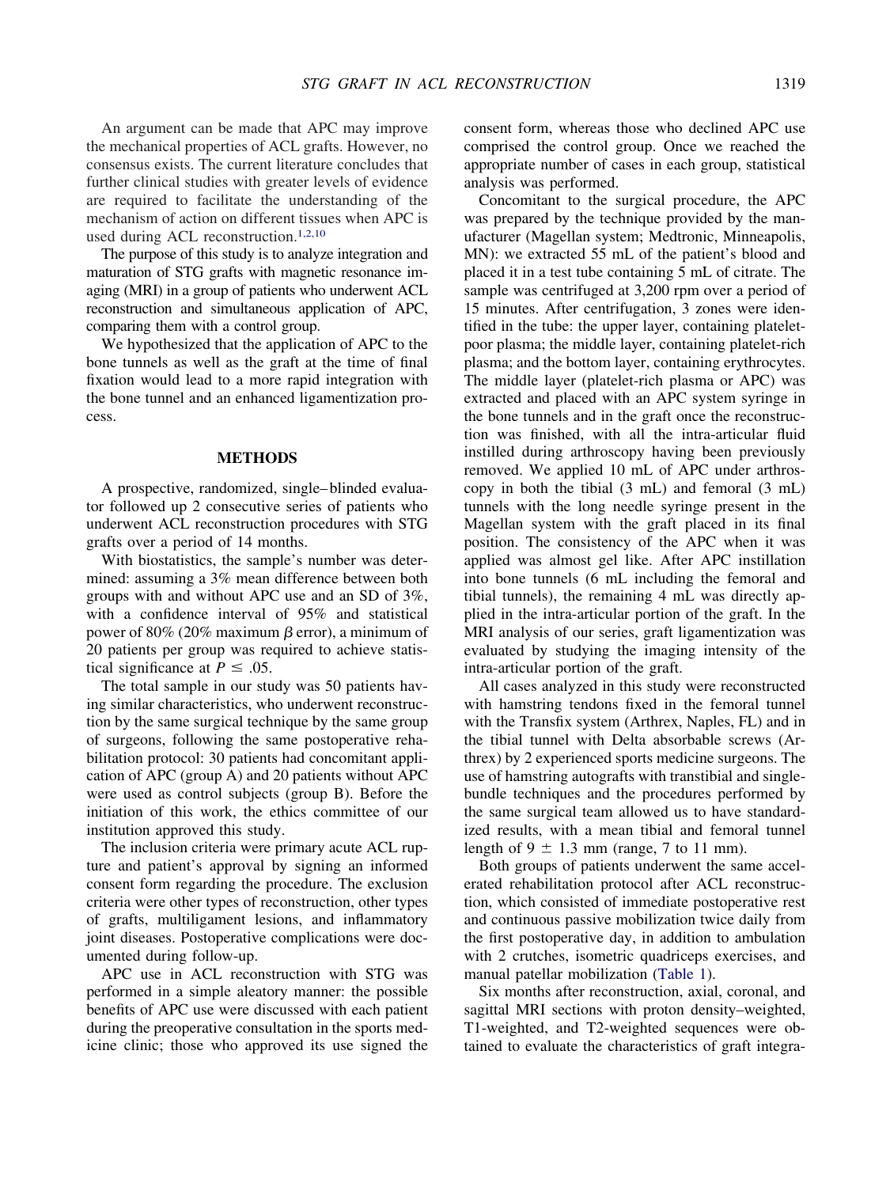An argument can be made that APC may improve the mechanical properties of ACL grafts. However, no consensus exists. The current literature concludes that further clinical studies with greater levels of evidence are required to facilitate the understanding of the mechanism of action on different tissues when APC is used during ACL reconstruction.[1,2,10]

The purpose of this study is to analyze integration and maturation of STG grafts with magnetic resonance imaging (MRI) in a group of patients who underwent ACL reconstruction and simultaneous application of APC, comparing them with a control group.

We hypothesized that the application of APC to the bone tunnels as well as the graft at the time of final fixation would lead to a more rapid integration with the bone tunnel and an enhanced ligamentization process.

## METHODS

A prospective, randomized, single–blinded evaluator followed up 2 consecutive series of patients who underwent ACL reconstruction procedures with STG grafts over a period of 14 months.

With biostatistics, the sample's number was determined: assuming a 3% mean difference between both groups with and without APC use and an SD of 3%, with a confidence interval of 95% and statistical power of 80% (20% maximum $\beta$ error), a minimum of 20 patients per group was required to achieve statistical significance at $P \leq .05$.

The total sample in our study was 50 patients having similar characteristics, who underwent reconstruction by the same surgical technique by the same group of surgeons, following the same postoperative rehabilitation protocol: 30 patients had concomitant application of APC (group A) and 20 patients without APC were used as control subjects (group B). Before the initiation of this work, the ethics committee of our institution approved this study.

The inclusion criteria were primary acute ACL rupture and patient's approval by signing an informed consent form regarding the procedure. The exclusion criteria were other types of reconstruction, other types of grafts, multiligament lesions, and inflammatory joint diseases. Postoperative complications were documented during follow-up.

APC use in ACL reconstruction with STG was performed in a simple aleatory manner: the possible benefits of APC use were discussed with each patient during the preoperative consultation in the sports medicine clinic; those who approved its use signed the consent form, whereas those who declined APC use comprised the control group. Once we reached the appropriate number of cases in each group, statistical analysis was performed.

Concomitant to the surgical procedure, the APC was prepared by the technique provided by the manufacturer (Magellan system; Medtronic, Minneapolis, MN): we extracted 55 mL of the patient's blood and placed it in a test tube containing 5 mL of citrate. The sample was centrifuged at 3,200 rpm over a period of 15 minutes. After centrifugation, 3 zones were identified in the tube: the upper layer, containing platelet-poor plasma; the middle layer, containing platelet-rich plasma; and the bottom layer, containing erythrocytes. The middle layer (platelet-rich plasma or APC) was extracted and placed with an APC system syringe in the bone tunnels and in the graft once the reconstruction was finished, with all the intra-articular fluid instilled during arthroscopy having been previously removed. We applied 10 mL of APC under arthroscopy in both the tibial (3 mL) and femoral (3 mL) tunnels with the long needle syringe present in the Magellan system with the graft placed in its final position. The consistency of the APC when it was applied was almost gel like. After APC instillation into bone tunnels (6 mL including the femoral and tibial tunnels), the remaining 4 mL was directly applied in the intra-articular portion of the graft. In the MRI analysis of our series, graft ligamentization was evaluated by studying the imaging intensity of the intra-articular portion of the graft.

All cases analyzed in this study were reconstructed with hamstring tendons fixed in the femoral tunnel with the Transfix system (Arthrex, Naples, FL) and in the tibial tunnel with Delta absorbable screws (Arthrex) by 2 experienced sports medicine surgeons. The use of hamstring autografts with transtibial and single-bundle techniques and the procedures performed by the same surgical team allowed us to have standardized results, with a mean tibial and femoral tunnel length of $9 \pm 1.3$ mm (range, 7 to 11 mm).

Both groups of patients underwent the same accelerated rehabilitation protocol after ACL reconstruction, which consisted of immediate postoperative rest and continuous passive mobilization twice daily from the first postoperative day, in addition to ambulation with 2 crutches, isometric quadriceps exercises, and manual patellar mobilization (Table 1).

Six months after reconstruction, axial, coronal, and sagittal MRI sections with proton density–weighted, T1-weighted, and T2-weighted sequences were obtained to evaluate the characteristics of graft integra-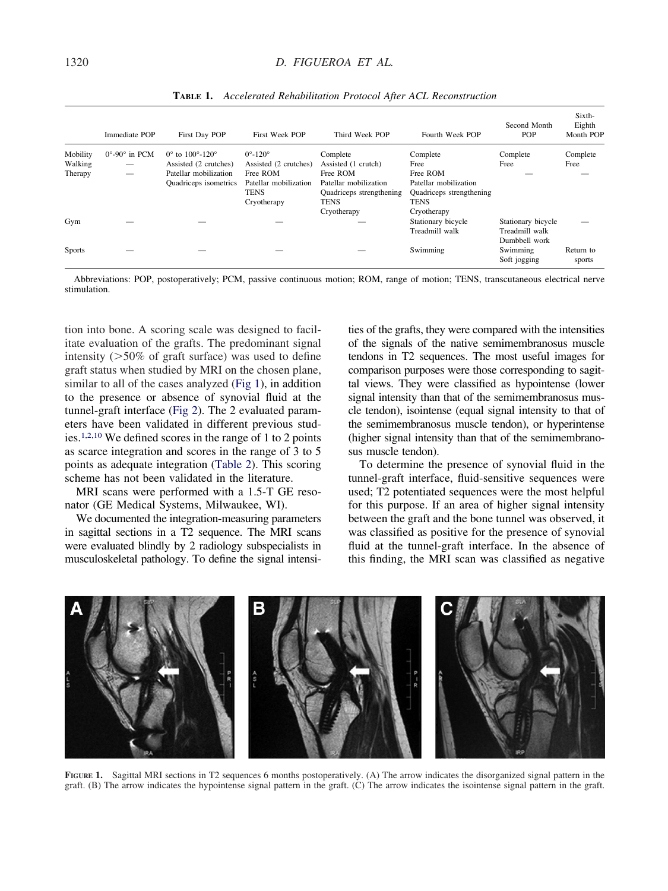**TABLE 1.** *Accelerated Rehabilitation Protocol After ACL Reconstruction*

| | Immediate POP | First Day POP | First Week POP | Third Week POP | Fourth Week POP | Second Month POP | Sixth-Eighth Month POP |
|---|---|---|---|---|---|---|---|
| Mobility | 0°-90° in PCM | 0° to 100°-120° | 0°-120° | Complete | Complete | Complete | Complete |
| Walking | — | Assisted (2 crutches) | Assisted (2 crutches) | Assisted (1 crutch) | Free | Free | Free |
| Therapy | — | Patellar mobilization<br>Quadriceps isometrics | Free ROM<br>Patellar mobilization<br>TENS<br>Cryotherapy | Free ROM<br>Patellar mobilization<br>Quadriceps strengthening<br>TENS<br>Cryotherapy | Free ROM<br>Patellar mobilization<br>Quadriceps strengthening<br>TENS<br>Cryotherapy | — | — |
| Gym | — | — | — | — | Stationary bicycle<br>Treadmill walk | Stationary bicycle<br>Treadmill walk<br>Dumbbell work | — |
| Sports | — | — | — | — | Swimming | Swimming<br>Soft jogging | Return to sports |

Abbreviations: POP, postoperatively; PCM, passive continuous motion; ROM, range of motion; TENS, transcutaneous electrical nerve stimulation.

tion into bone. A scoring scale was designed to facilitate evaluation of the grafts. The predominant signal intensity (>50% of graft surface) was used to define graft status when studied by MRI on the chosen plane, similar to all of the cases analyzed (Fig 1), in addition to the presence or absence of synovial fluid at the tunnel-graft interface (Fig 2). The 2 evaluated parameters have been validated in different previous studies.[1,2,10] We defined scores in the range of 1 to 2 points as scarce integration and scores in the range of 3 to 5 points as adequate integration (Table 2). This scoring scheme has not been validated in the literature.

MRI scans were performed with a 1.5-T GE resonator (GE Medical Systems, Milwaukee, WI).

We documented the integration-measuring parameters in sagittal sections in a T2 sequence. The MRI scans were evaluated blindly by 2 radiology subspecialists in musculoskeletal pathology. To define the signal intensities of the grafts, they were compared with the intensities of the signals of the native semimembranosus muscle tendons in T2 sequences. The most useful images for comparison purposes were those corresponding to sagittal views. They were classified as hypointense (lower signal intensity than that of the semimembranosus muscle tendon), isointense (equal signal intensity to that of the semimembranosus muscle tendon), or hyperintense (higher signal intensity than that of the semimembranosus muscle tendon).

To determine the presence of synovial fluid in the tunnel-graft interface, fluid-sensitive sequences were used; T2 potentiated sequences were the most helpful for this purpose. If an area of higher signal intensity between the graft and the bone tunnel was observed, it was classified as positive for the presence of synovial fluid at the tunnel-graft interface. In the absence of this finding, the MRI scan was classified as negative

**FIGURE 1.** Sagittal MRI sections in T2 sequences 6 months postoperatively. (A) The arrow indicates the disorganized signal pattern in the graft. (B) The arrow indicates the hypointense signal pattern in the graft. (C) The arrow indicates the isointense signal pattern in the graft.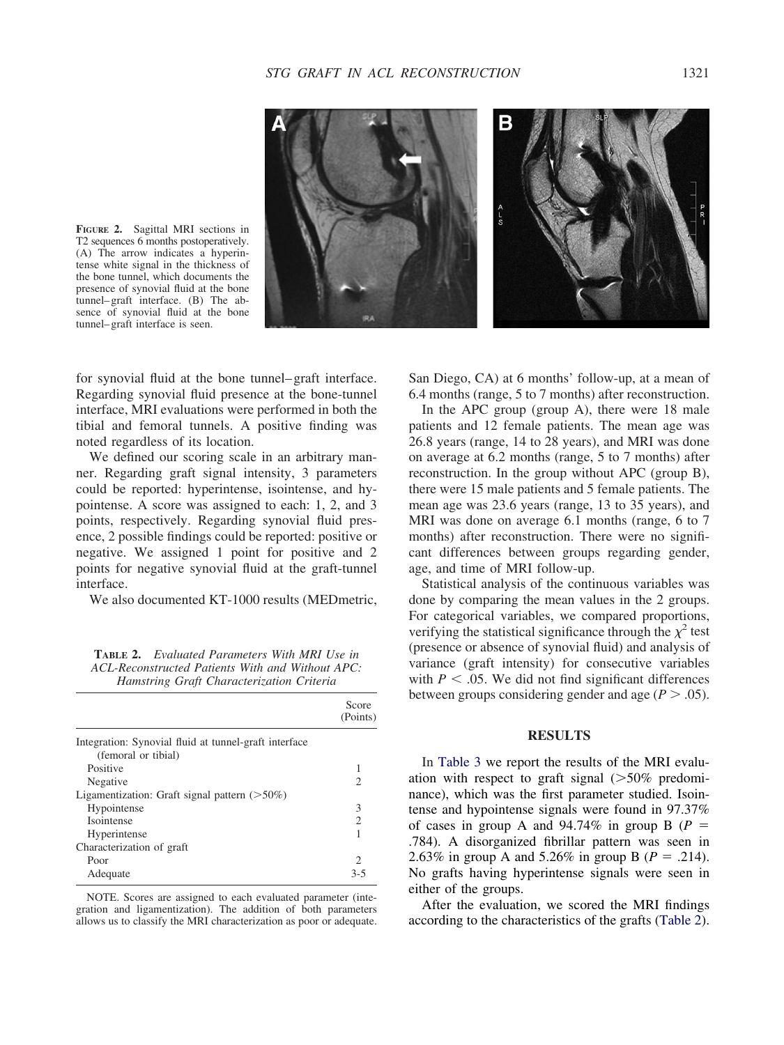FIGURE 2. Sagittal MRI sections in T2 sequences 6 months postoperatively. (A) The arrow indicates a hyperintense white signal in the thickness of the bone tunnel, which documents the presence of synovial fluid at the bone tunnel–graft interface. (B) The absence of synovial fluid at the bone tunnel–graft interface is seen.

for synovial fluid at the bone tunnel–graft interface. Regarding synovial fluid presence at the bone-tunnel interface, MRI evaluations were performed in both the tibial and femoral tunnels. A positive finding was noted regardless of its location.

We defined our scoring scale in an arbitrary manner. Regarding graft signal intensity, 3 parameters could be reported: hyperintense, isointense, and hypointense. A score was assigned to each: 1, 2, and 3 points, respectively. Regarding synovial fluid presence, 2 possible findings could be reported: positive or negative. We assigned 1 point for positive and 2 points for negative synovial fluid at the graft-tunnel interface.

We also documented KT-1000 results (MEDmetric, San Diego, CA) at 6 months' follow-up, at a mean of 6.4 months (range, 5 to 7 months) after reconstruction.

**TABLE 2.** *Evaluated Parameters With MRI Use in ACL-Reconstructed Patients With and Without APC: Hamstring Graft Characterization Criteria*

| | Score (Points) |
|---|---|
| Integration: Synovial fluid at tunnel-graft interface (femoral or tibial) | |
| Positive | 1 |
| Negative | 2 |
| Ligamentization: Graft signal pattern (>50%) | |
| Hypointense | 3 |
| Isointense | 2 |
| Hyperintense | 1 |
| Characterization of graft | |
| Poor | 2 |
| Adequate | 3-5 |

NOTE. Scores are assigned to each evaluated parameter (integration and ligamentization). The addition of both parameters allows us to classify the MRI characterization as poor or adequate.

In the APC group (group A), there were 18 male patients and 12 female patients. The mean age was 26.8 years (range, 14 to 28 years), and MRI was done on average at 6.2 months (range, 5 to 7 months) after reconstruction. In the group without APC (group B), there were 15 male patients and 5 female patients. The mean age was 23.6 years (range, 13 to 35 years), and MRI was done on average 6.1 months (range, 6 to 7 months) after reconstruction. There were no significant differences between groups regarding gender, age, and time of MRI follow-up.

Statistical analysis of the continuous variables was done by comparing the mean values in the 2 groups. For categorical variables, we compared proportions, verifying the statistical significance through the $\chi^2$ test (presence or absence of synovial fluid) and analysis of variance (graft intensity) for consecutive variables with $P < .05$. We did not find significant differences between groups considering gender and age ($P > .05$).

## RESULTS

In Table 3 we report the results of the MRI evaluation with respect to graft signal (>50% predominance), which was the first parameter studied. Isointense and hypointense signals were found in 97.37% of cases in group A and 94.74% in group B ($P = .784$). A disorganized fibrillar pattern was seen in 2.63% in group A and 5.26% in group B ($P = .214$). No grafts having hyperintense signals were seen in either of the groups.

After the evaluation, we scored the MRI findings according to the characteristics of the grafts (Table 2).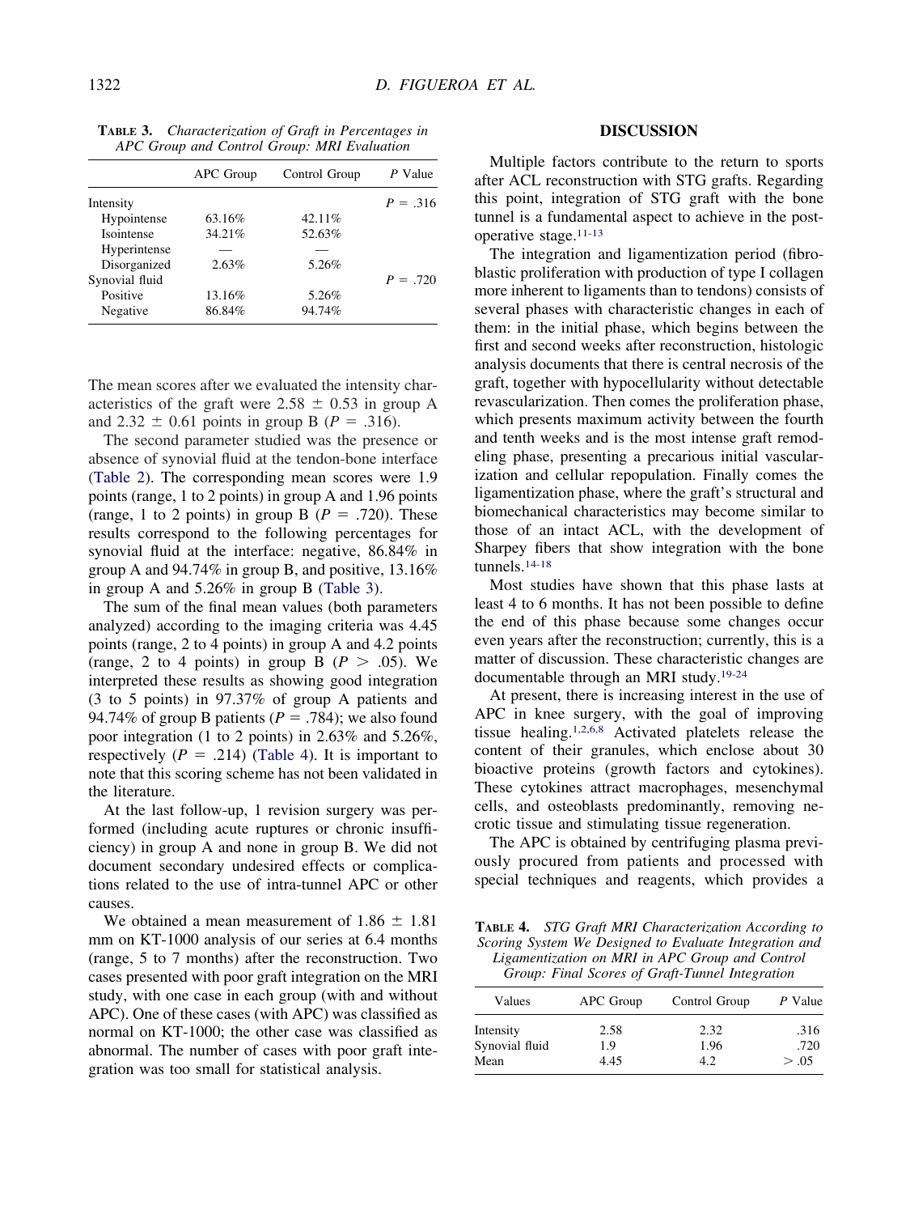**Table 3.** *Characterization of Graft in Percentages in APC Group and Control Group: MRI Evaluation*

| | APC Group | Control Group | *P* Value |
|---|---|---|---|
| Intensity | | | *P* = .316 |
| Hypointense | 63.16% | 42.11% | |
| Isointense | 34.21% | 52.63% | |
| Hyperintense | — | — | |
| Disorganized | 2.63% | 5.26% | |
| Synovial fluid | | | *P* = .720 |
| Positive | 13.16% | 5.26% | |
| Negative | 86.84% | 94.74% | |

The mean scores after we evaluated the intensity characteristics of the graft were 2.58 ± 0.53 in group A and 2.32 ± 0.61 points in group B ($P$ = .316).

The second parameter studied was the presence or absence of synovial fluid at the tendon-bone interface (Table 2). The corresponding mean scores were 1.9 points (range, 1 to 2 points) in group A and 1.96 points (range, 1 to 2 points) in group B ($P$ = .720). These results correspond to the following percentages for synovial fluid at the interface: negative, 86.84% in group A and 94.74% in group B, and positive, 13.16% in group A and 5.26% in group B (Table 3).

The sum of the final mean values (both parameters analyzed) according to the imaging criteria was 4.45 points (range, 2 to 4 points) in group A and 4.2 points (range, 2 to 4 points) in group B ($P$ > .05). We interpreted these results as showing good integration (3 to 5 points) in 97.37% of group A patients and 94.74% of group B patients ($P$ = .784); we also found poor integration (1 to 2 points) in 2.63% and 5.26%, respectively ($P$ = .214) (Table 4). It is important to note that this scoring scheme has not been validated in the literature.

At the last follow-up, 1 revision surgery was performed (including acute ruptures or chronic insufficiency) in group A and none in group B. We did not document secondary undesired effects or complications related to the use of intra-tunnel APC or other causes.

We obtained a mean measurement of 1.86 ± 1.81 mm on KT-1000 analysis of our series at 6.4 months (range, 5 to 7 months) after the reconstruction. Two cases presented with poor graft integration on the MRI study, with one case in each group (with and without APC). One of these cases (with APC) was classified as normal on KT-1000; the other case was classified as abnormal. The number of cases with poor graft integration was too small for statistical analysis.

## DISCUSSION

Multiple factors contribute to the return to sports after ACL reconstruction with STG grafts. Regarding this point, integration of STG graft with the bone tunnel is a fundamental aspect to achieve in the postoperative stage.[11-13]

The integration and ligamentization period (fibroblastic proliferation with production of type I collagen more inherent to ligaments than to tendons) consists of several phases with characteristic changes in each of them: in the initial phase, which begins between the first and second weeks after reconstruction, histologic analysis documents that there is central necrosis of the graft, together with hypocellularity without detectable revascularization. Then comes the proliferation phase, which presents maximum activity between the fourth and tenth weeks and is the most intense graft remodeling phase, presenting a precarious initial vascularization and cellular repopulation. Finally comes the ligamentization phase, where the graft's structural and biomechanical characteristics may become similar to those of an intact ACL, with the development of Sharpey fibers that show integration with the bone tunnels.[14-18]

Most studies have shown that this phase lasts at least 4 to 6 months. It has not been possible to define the end of this phase because some changes occur even years after the reconstruction; currently, this is a matter of discussion. These characteristic changes are documentable through an MRI study.[19-24]

At present, there is increasing interest in the use of APC in knee surgery, with the goal of improving tissue healing.[1,2,6,8] Activated platelets release the content of their granules, which enclose about 30 bioactive proteins (growth factors and cytokines). These cytokines attract macrophages, mesenchymal cells, and osteoblasts predominantly, removing necrotic tissue and stimulating tissue regeneration.

The APC is obtained by centrifuging plasma previously procured from patients and processed with special techniques and reagents, which provides a

**Table 4.** *STG Graft MRI Characterization According to Scoring System We Designed to Evaluate Integration and Ligamentization on MRI in APC Group and Control Group: Final Scores of Graft-Tunnel Integration*

| Values | APC Group | Control Group | *P* Value |
|---|---|---|---|
| Intensity | 2.58 | 2.32 | .316 |
| Synovial fluid | 1.9 | 1.96 | .720 |
| Mean | 4.45 | 4.2 | > .05 |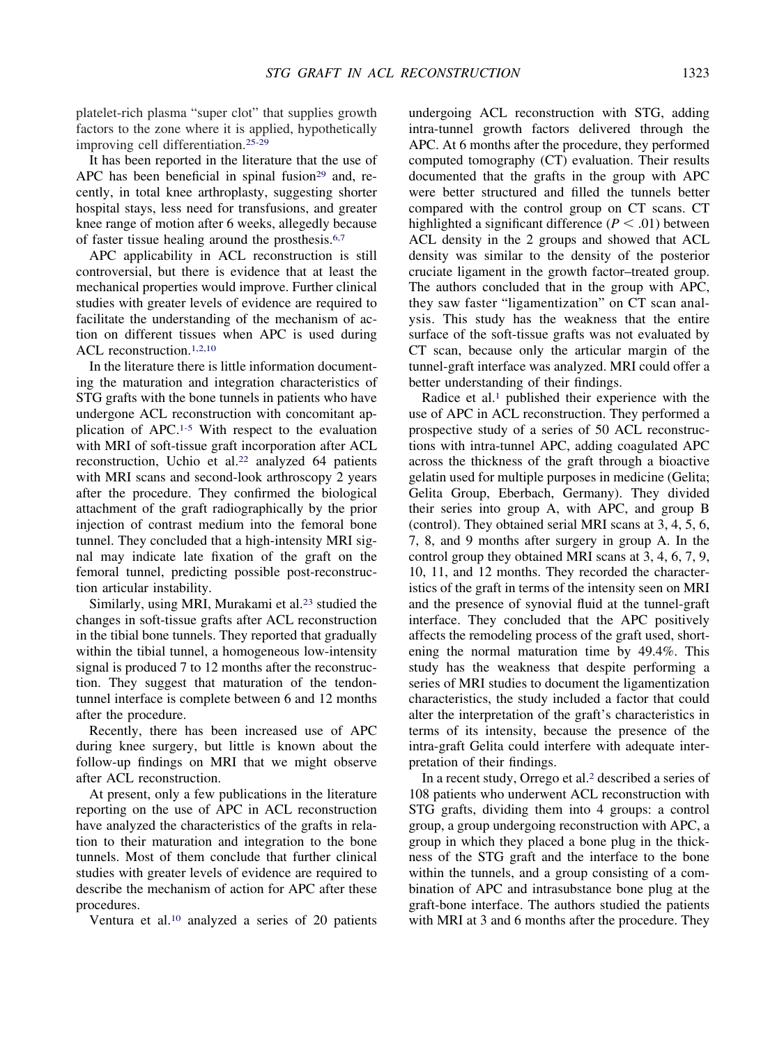platelet-rich plasma "super clot" that supplies growth factors to the zone where it is applied, hypothetically improving cell differentiation.[25-29]

It has been reported in the literature that the use of APC has been beneficial in spinal fusion[29] and, recently, in total knee arthroplasty, suggesting shorter hospital stays, less need for transfusions, and greater knee range of motion after 6 weeks, allegedly because of faster tissue healing around the prosthesis.[6,7]

APC applicability in ACL reconstruction is still controversial, but there is evidence that at least the mechanical properties would improve. Further clinical studies with greater levels of evidence are required to facilitate the understanding of the mechanism of action on different tissues when APC is used during ACL reconstruction.[1,2,10]

In the literature there is little information documenting the maturation and integration characteristics of STG grafts with the bone tunnels in patients who have undergone ACL reconstruction with concomitant application of APC.[1-5] With respect to the evaluation with MRI of soft-tissue graft incorporation after ACL reconstruction, Uchio et al.[22] analyzed 64 patients with MRI scans and second-look arthroscopy 2 years after the procedure. They confirmed the biological attachment of the graft radiographically by the prior injection of contrast medium into the femoral bone tunnel. They concluded that a high-intensity MRI signal may indicate late fixation of the graft on the femoral tunnel, predicting possible post-reconstruction articular instability.

Similarly, using MRI, Murakami et al.[23] studied the changes in soft-tissue grafts after ACL reconstruction in the tibial bone tunnels. They reported that gradually within the tibial tunnel, a homogeneous low-intensity signal is produced 7 to 12 months after the reconstruction. They suggest that maturation of the tendon-tunnel interface is complete between 6 and 12 months after the procedure.

Recently, there has been increased use of APC during knee surgery, but little is known about the follow-up findings on MRI that we might observe after ACL reconstruction.

At present, only a few publications in the literature reporting on the use of APC in ACL reconstruction have analyzed the characteristics of the grafts in relation to their maturation and integration to the bone tunnels. Most of them conclude that further clinical studies with greater levels of evidence are required to describe the mechanism of action for APC after these procedures.

Ventura et al.[10] analyzed a series of 20 patients undergoing ACL reconstruction with STG, adding intra-tunnel growth factors delivered through the APC. At 6 months after the procedure, they performed computed tomography (CT) evaluation. Their results documented that the grafts in the group with APC were better structured and filled the tunnels better compared with the control group on CT scans. CT highlighted a significant difference ($P < .01$) between ACL density in the 2 groups and showed that ACL density was similar to the density of the posterior cruciate ligament in the growth factor–treated group. The authors concluded that in the group with APC, they saw faster "ligamentization" on CT scan analysis. This study has the weakness that the entire surface of the soft-tissue grafts was not evaluated by CT scan, because only the articular margin of the tunnel-graft interface was analyzed. MRI could offer a better understanding of their findings.

Radice et al.[1] published their experience with the use of APC in ACL reconstruction. They performed a prospective study of a series of 50 ACL reconstructions with intra-tunnel APC, adding coagulated APC across the thickness of the graft through a bioactive gelatin used for multiple purposes in medicine (Gelita; Gelita Group, Eberbach, Germany). They divided their series into group A, with APC, and group B (control). They obtained serial MRI scans at 3, 4, 5, 6, 7, 8, and 9 months after surgery in group A. In the control group they obtained MRI scans at 3, 4, 6, 7, 9, 10, 11, and 12 months. They recorded the characteristics of the graft in terms of the intensity seen on MRI and the presence of synovial fluid at the tunnel-graft interface. They concluded that the APC positively affects the remodeling process of the graft used, shortening the normal maturation time by 49.4%. This study has the weakness that despite performing a series of MRI studies to document the ligamentization characteristics, the study included a factor that could alter the interpretation of the graft's characteristics in terms of its intensity, because the presence of the intra-graft Gelita could interfere with adequate interpretation of their findings.

In a recent study, Orrego et al.[2] described a series of 108 patients who underwent ACL reconstruction with STG grafts, dividing them into 4 groups: a control group, a group undergoing reconstruction with APC, a group in which they placed a bone plug in the thickness of the STG graft and the interface to the bone within the tunnels, and a group consisting of a combination of APC and intrasubstance bone plug at the graft-bone interface. The authors studied the patients with MRI at 3 and 6 months after the procedure. They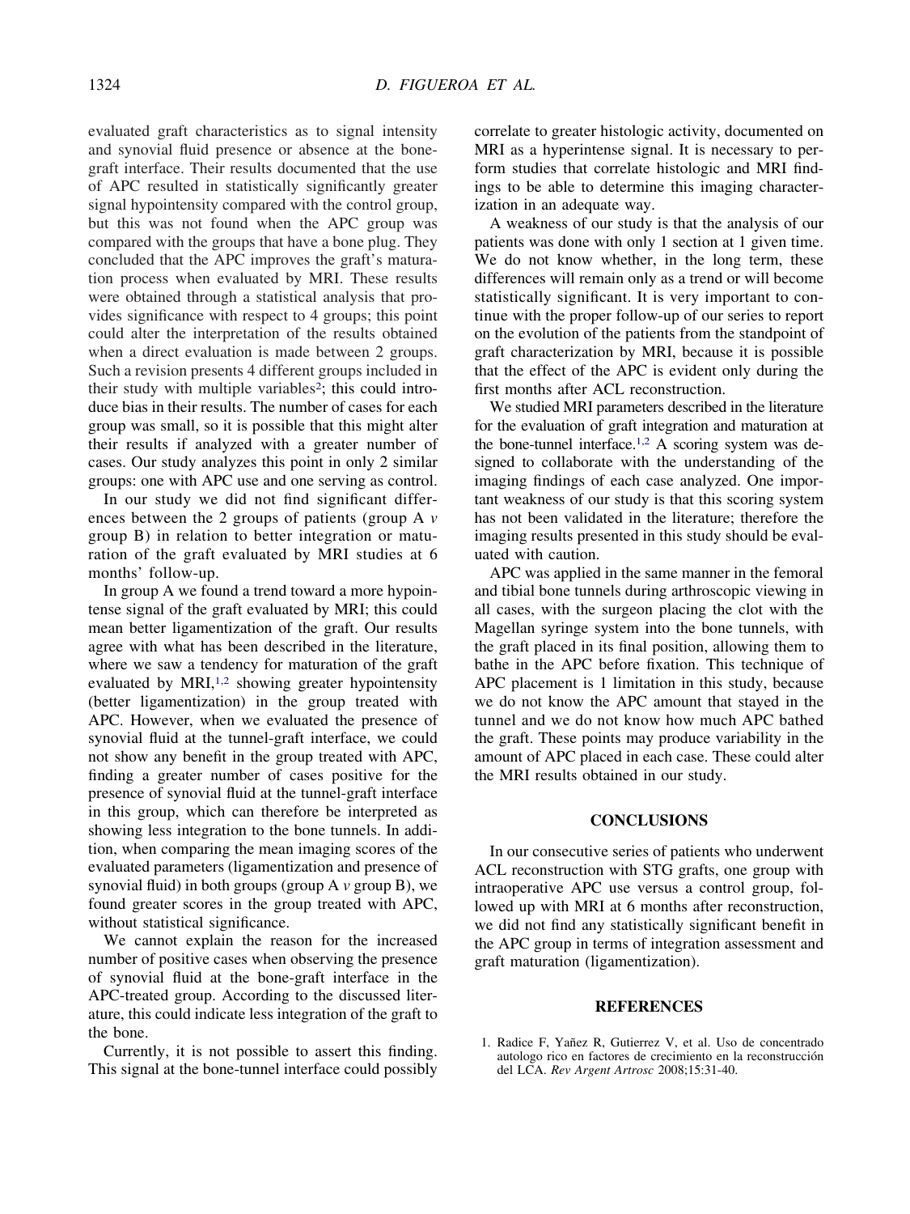evaluated graft characteristics as to signal intensity and synovial fluid presence or absence at the bone-graft interface. Their results documented that the use of APC resulted in statistically significantly greater signal hypointensity compared with the control group, but this was not found when the APC group was compared with the groups that have a bone plug. They concluded that the APC improves the graft's maturation process when evaluated by MRI. These results were obtained through a statistical analysis that provides significance with respect to 4 groups; this point could alter the interpretation of the results obtained when a direct evaluation is made between 2 groups. Such a revision presents 4 different groups included in their study with multiple variables[2]; this could introduce bias in their results. The number of cases for each group was small, so it is possible that this might alter their results if analyzed with a greater number of cases. Our study analyzes this point in only 2 similar groups: one with APC use and one serving as control.

In our study we did not find significant differences between the 2 groups of patients (group A *v* group B) in relation to better integration or maturation of the graft evaluated by MRI studies at 6 months' follow-up.

In group A we found a trend toward a more hypointense signal of the graft evaluated by MRI; this could mean better ligamentization of the graft. Our results agree with what has been described in the literature, where we saw a tendency for maturation of the graft evaluated by MRI,[1,2] showing greater hypointensity (better ligamentization) in the group treated with APC. However, when we evaluated the presence of synovial fluid at the tunnel-graft interface, we could not show any benefit in the group treated with APC, finding a greater number of cases positive for the presence of synovial fluid at the tunnel-graft interface in this group, which can therefore be interpreted as showing less integration to the bone tunnels. In addition, when comparing the mean imaging scores of the evaluated parameters (ligamentization and presence of synovial fluid) in both groups (group A *v* group B), we found greater scores in the group treated with APC, without statistical significance.

We cannot explain the reason for the increased number of positive cases when observing the presence of synovial fluid at the bone-graft interface in the APC-treated group. According to the discussed literature, this could indicate less integration of the graft to the bone.

Currently, it is not possible to assert this finding. This signal at the bone-tunnel interface could possibly correlate to greater histologic activity, documented on MRI as a hyperintense signal. It is necessary to perform studies that correlate histologic and MRI findings to be able to determine this imaging characterization in an adequate way.

A weakness of our study is that the analysis of our patients was done with only 1 section at 1 given time. We do not know whether, in the long term, these differences will remain only as a trend or will become statistically significant. It is very important to continue with the proper follow-up of our series to report on the evolution of the patients from the standpoint of graft characterization by MRI, because it is possible that the effect of the APC is evident only during the first months after ACL reconstruction.

We studied MRI parameters described in the literature for the evaluation of graft integration and maturation at the bone-tunnel interface.[1,2] A scoring system was designed to collaborate with the understanding of the imaging findings of each case analyzed. One important weakness of our study is that this scoring system has not been validated in the literature; therefore the imaging results presented in this study should be evaluated with caution.

APC was applied in the same manner in the femoral and tibial bone tunnels during arthroscopic viewing in all cases, with the surgeon placing the clot with the Magellan syringe system into the bone tunnels, with the graft placed in its final position, allowing them to bathe in the APC before fixation. This technique of APC placement is 1 limitation in this study, because we do not know the APC amount that stayed in the tunnel and we do not know how much APC bathed the graft. These points may produce variability in the amount of APC placed in each case. These could alter the MRI results obtained in our study.

## CONCLUSIONS

In our consecutive series of patients who underwent ACL reconstruction with STG grafts, one group with intraoperative APC use versus a control group, followed up with MRI at 6 months after reconstruction, we did not find any statistically significant benefit in the APC group in terms of integration assessment and graft maturation (ligamentization).

## REFERENCES

1. Radice F, Yañez R, Gutierrez V, et al. Uso de concentrado autologo rico en factores de crecimiento en la reconstrucción del LCA. *Rev Argent Artrosc* 2008;15:31-40.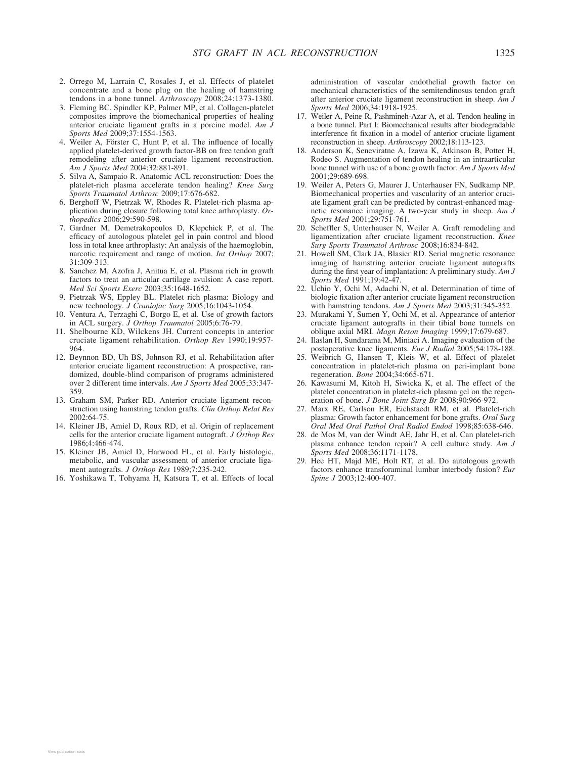2. Orrego M, Larrain C, Rosales J, et al. Effects of platelet concentrate and a bone plug on the healing of hamstring tendons in a bone tunnel. *Arthroscopy* 2008;24:1373-1380.
3. Fleming BC, Spindler KP, Palmer MP, et al. Collagen-platelet composites improve the biomechanical properties of healing anterior cruciate ligament grafts in a porcine model. *Am J Sports Med* 2009;37:1554-1563.
4. Weiler A, Förster C, Hunt P, et al. The influence of locally applied platelet-derived growth factor-BB on free tendon graft remodeling after anterior cruciate ligament reconstruction. *Am J Sports Med* 2004;32:881-891.
5. Silva A, Sampaio R. Anatomic ACL reconstruction: Does the platelet-rich plasma accelerate tendon healing? *Knee Surg Sports Traumatol Arthrosc* 2009;17:676-682.
6. Berghoff W, Pietrzak W, Rhodes R. Platelet-rich plasma application during closure following total knee arthroplasty. *Orthopedics* 2006;29:590-598.
7. Gardner M, Demetrakopoulos D, Klepchick P, et al. The efficacy of autologous platelet gel in pain control and blood loss in total knee arthroplasty: An analysis of the haemoglobin, narcotic requirement and range of motion. *Int Orthop* 2007; 31:309-313.
8. Sanchez M, Azofra J, Anitua E, et al. Plasma rich in growth factors to treat an articular cartilage avulsion: A case report. *Med Sci Sports Exerc* 2003;35:1648-1652.
9. Pietrzak WS, Eppley BL. Platelet rich plasma: Biology and new technology. *J Craniofac Surg* 2005;16:1043-1054.
10. Ventura A, Terzaghi C, Borgo E, et al. Use of growth factors in ACL surgery. *J Orthop Traumatol* 2005;6:76-79.
11. Shelbourne KD, Wilckens JH. Current concepts in anterior cruciate ligament rehabilitation. *Orthop Rev* 1990;19:957-964.
12. Beynnon BD, Uh BS, Johnson RJ, et al. Rehabilitation after anterior cruciate ligament reconstruction: A prospective, randomized, double-blind comparison of programs administered over 2 different time intervals. *Am J Sports Med* 2005;33:347-359.
13. Graham SM, Parker RD. Anterior cruciate ligament reconstruction using hamstring tendon grafts. *Clin Orthop Relat Res* 2002:64-75.
14. Kleiner JB, Amiel D, Roux RD, et al. Origin of replacement cells for the anterior cruciate ligament autograft. *J Orthop Res* 1986;4:466-474.
15. Kleiner JB, Amiel D, Harwood FL, et al. Early histologic, metabolic, and vascular assessment of anterior cruciate ligament autografts. *J Orthop Res* 1989;7:235-242.
16. Yoshikawa T, Tohyama H, Katsura T, et al. Effects of local administration of vascular endothelial growth factor on mechanical characteristics of the semitendinosus tendon graft after anterior cruciate ligament reconstruction in sheep. *Am J Sports Med* 2006;34:1918-1925.
17. Weiler A, Peine R, Pashmineh-Azar A, et al. Tendon healing in a bone tunnel. Part I: Biomechanical results after biodegradable interference fit fixation in a model of anterior cruciate ligament reconstruction in sheep. *Arthroscopy* 2002;18:113-123.
18. Anderson K, Seneviratne A, Izawa K, Atkinson B, Potter H, Rodeo S. Augmentation of tendon healing in an intraarticular bone tunnel with use of a bone growth factor. *Am J Sports Med* 2001;29:689-698.
19. Weiler A, Peters G, Maurer J, Unterhauser FN, Sudkamp NP. Biomechanical properties and vascularity of an anterior cruciate ligament graft can be predicted by contrast-enhanced magnetic resonance imaging. A two-year study in sheep. *Am J Sports Med* 2001;29:751-761.
20. Scheffler S, Unterhauser N, Weiler A. Graft remodeling and ligamentization after cruciate ligament reconstruction. *Knee Surg Sports Traumatol Arthrosc* 2008;16:834-842.
21. Howell SM, Clark JA, Blasier RD. Serial magnetic resonance imaging of hamstring anterior cruciate ligament autografts during the first year of implantation: A preliminary study. *Am J Sports Med* 1991;19:42-47.
22. Uchio Y, Ochi M, Adachi N, et al. Determination of time of biologic fixation after anterior cruciate ligament reconstruction with hamstring tendons. *Am J Sports Med* 2003;31:345-352.
23. Murakami Y, Sumen Y, Ochi M, et al. Appearance of anterior cruciate ligament autografts in their tibial bone tunnels on oblique axial MRI. *Magn Reson Imaging* 1999;17:679-687.
24. Ilaslan H, Sundarama M, Miniaci A. Imaging evaluation of the postoperative knee ligaments. *Eur J Radiol* 2005;54:178-188.
25. Weibrich G, Hansen T, Kleis W, et al. Effect of platelet concentration in platelet-rich plasma on peri-implant bone regeneration. *Bone* 2004;34:665-671.
26. Kawasumi M, Kitoh H, Siwicka K, et al. The effect of the platelet concentration in platelet-rich plasma gel on the regeneration of bone. *J Bone Joint Surg Br* 2008;90:966-972.
27. Marx RE, Carlson ER, Eichstaedt RM, et al. Platelet-rich plasma: Growth factor enhancement for bone grafts. *Oral Surg Oral Med Oral Pathol Oral Radiol Endod* 1998;85:638-646.
28. de Mos M, van der Windt AE, Jahr H, et al. Can platelet-rich plasma enhance tendon repair? A cell culture study. *Am J Sports Med* 2008;36:1171-1178.
29. Hee HT, Majd ME, Holt RT, et al. Do autologous growth factors enhance transforaminal lumbar interbody fusion? *Eur Spine J* 2003;12:400-407.